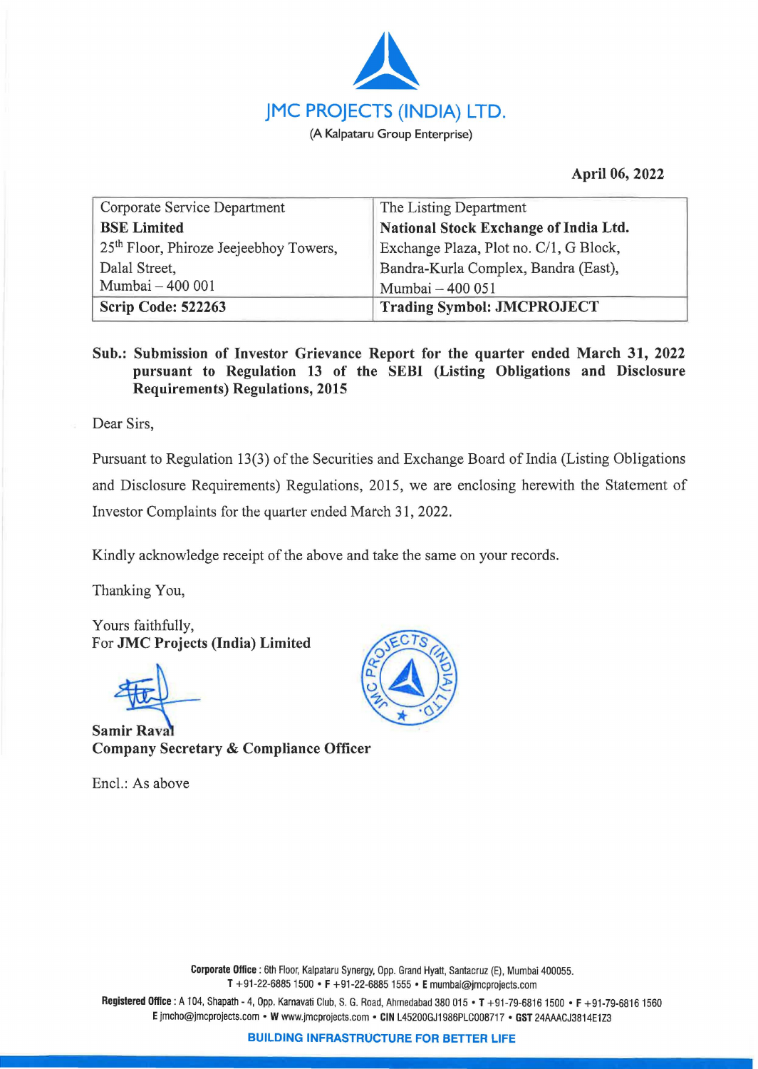# JMC PROJECTS (INDIA) LTD.

(A Kalpataru Group Enterprise)

**April 06, 2022**

| Corporate Service Department<br>**BSE Limited**<br>25th Floor, Phiroze Jeejeebhoy Towers,<br>Dalal Street,<br>Mumbai – 400 001 | The Listing Department<br>**National Stock Exchange of India Ltd.**<br>Exchange Plaza, Plot no. C/1, G Block,<br>Bandra-Kurla Complex, Bandra (East),<br>Mumbai – 400 051 |
|---|---|
| **Scrip Code: 522263** | **Trading Symbol: JMCPROJECT** |

**Sub.: Submission of Investor Grievance Report for the quarter ended March 31, 2022 pursuant to Regulation 13 of the SEBI (Listing Obligations and Disclosure Requirements) Regulations, 2015**

Dear Sirs,

Pursuant to Regulation 13(3) of the Securities and Exchange Board of India (Listing Obligations and Disclosure Requirements) Regulations, 2015, we are enclosing herewith the Statement of Investor Complaints for the quarter ended March 31, 2022.

Kindly acknowledge receipt of the above and take the same on your records.

Thanking You,

Yours faithfully,
For **JMC Projects (India) Limited**

**Samir Raval**
**Company Secretary & Compliance Officer**

Encl.: As above

**Corporate Office** : 6th Floor, Kalpataru Synergy, Opp. Grand Hyatt, Santacruz (E), Mumbai 400055. T +91-22-6885 1500 • F +91-22-6885 1555 • E mumbai@jmcprojects.com

**Registered Office** : A 104, Shapath - 4, Opp. Karnavati Club, S. G. Road, Ahmedabad 380 015 • T +91-79-6816 1500 • F +91-79-6816 1560 E jmcho@jmcprojects.com • W www.jmcprojects.com • CIN L45200GJ1986PLC008717 • GST 24AAACJ3814E1Z3

**BUILDING INFRASTRUCTURE FOR BETTER LIFE**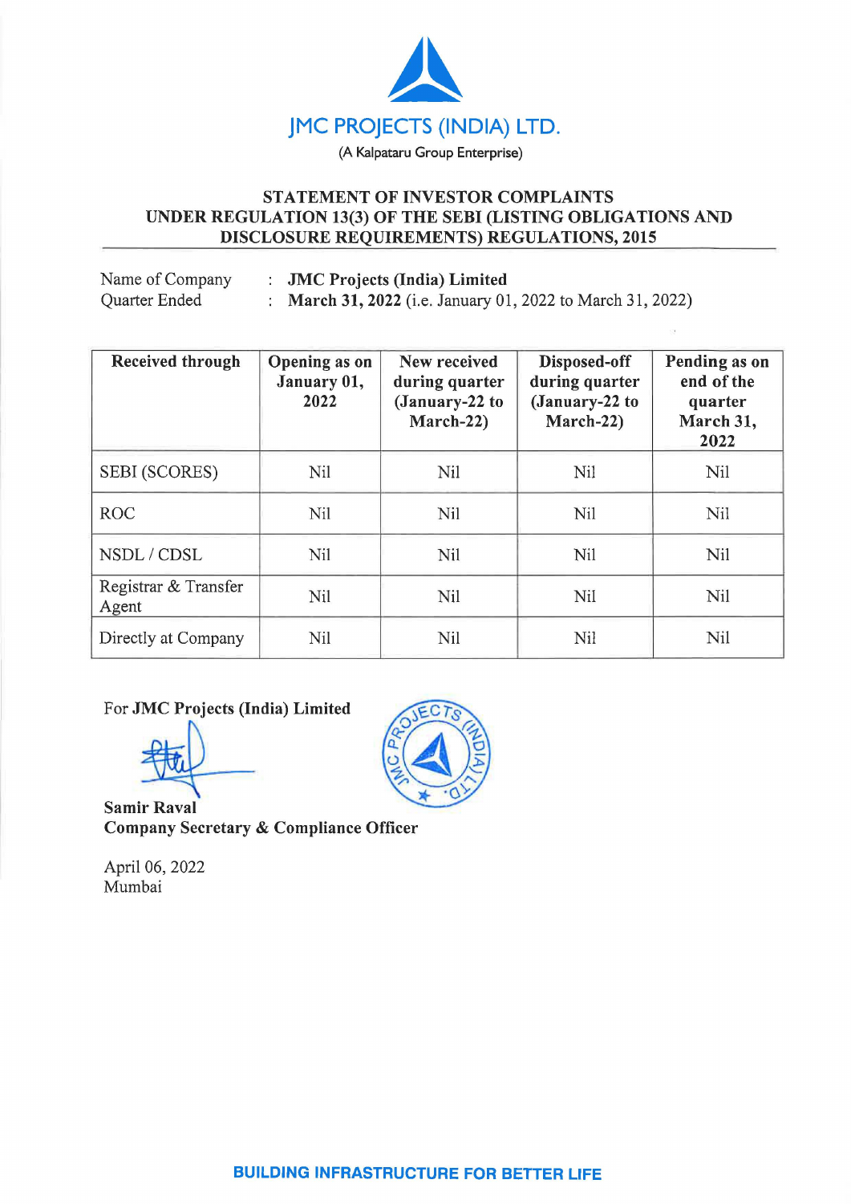# JMC PROJECTS (INDIA) LTD.

(A Kalpataru Group Enterprise)

## STATEMENT OF INVESTOR COMPLAINTS UNDER REGULATION 13(3) OF THE SEBI (LISTING OBLIGATIONS AND DISCLOSURE REQUIREMENTS) REGULATIONS, 2015

Name of Company : **JMC Projects (India) Limited**
Quarter Ended : **March 31, 2022** (i.e. January 01, 2022 to March 31, 2022)

| Received through | Opening as on January 01, 2022 | New received during quarter (January-22 to March-22) | Disposed-off during quarter (January-22 to March-22) | Pending as on end of the quarter March 31, 2022 |
|---|---|---|---|---|
| SEBI (SCORES) | Nil | Nil | Nil | Nil |
| ROC | Nil | Nil | Nil | Nil |
| NSDL / CDSL | Nil | Nil | Nil | Nil |
| Registrar & Transfer Agent | Nil | Nil | Nil | Nil |
| Directly at Company | Nil | Nil | Nil | Nil |

For **JMC Projects (India) Limited**

**Samir Raval**
**Company Secretary & Compliance Officer**

April 06, 2022
Mumbai

**BUILDING INFRASTRUCTURE FOR BETTER LIFE**